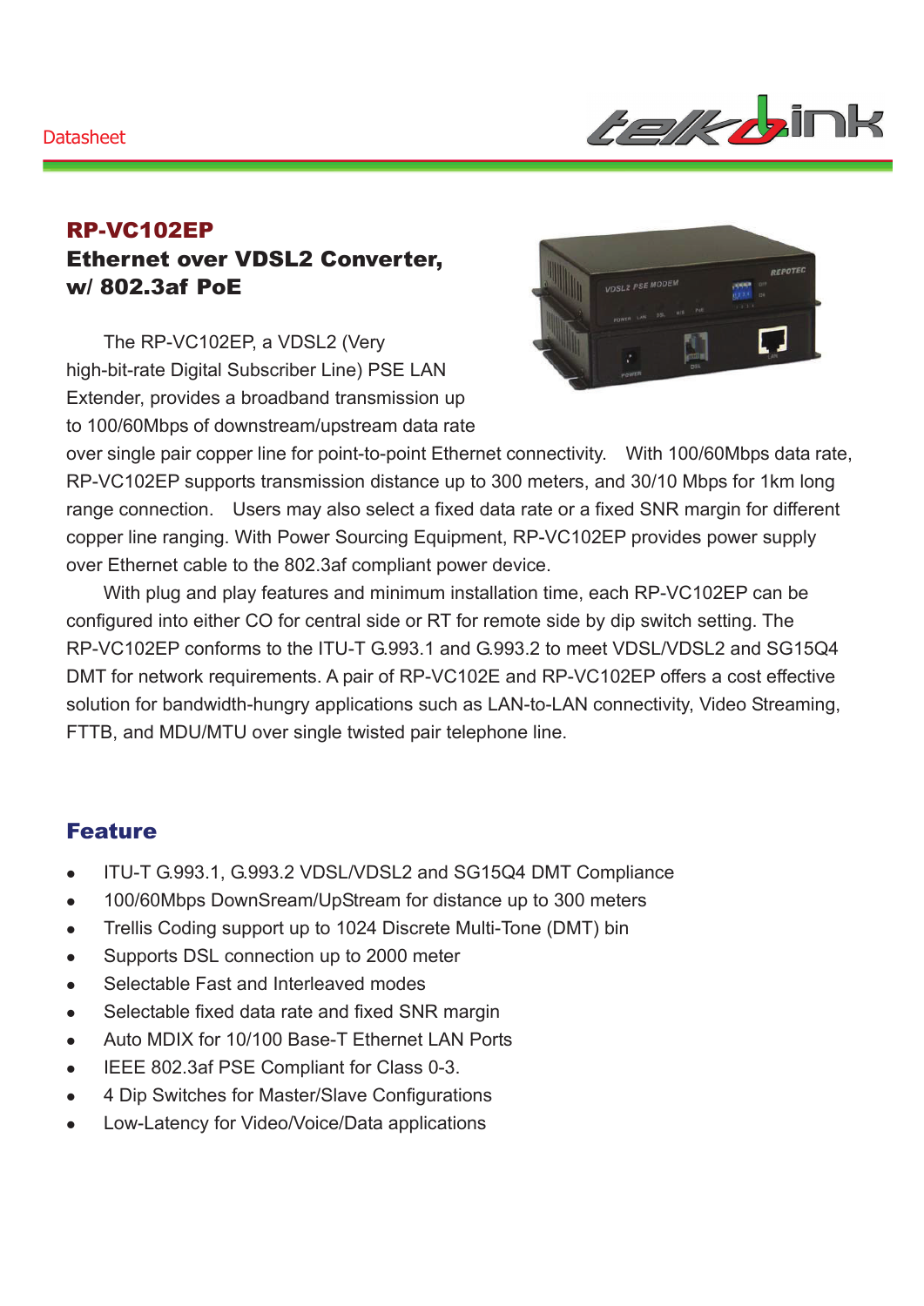Datasheet

# RP-VC102EP

## Ethernet over VDSL2 Converter, w/ 802.3af PoE

The RP-VC102EP, a VDSL2 (Very high-bit-rate Digital Subscriber Line) PSE LAN Extender, provides a broadband transmission up to 100/60Mbps of downstream/upstream data rate over single pair copper line for point-to-point Ethernet connectivity. With 100/60Mbps data rate, RP-VC102EP supports transmission distance up to 300 meters, and 30/10 Mbps for 1km long range connection. Users may also select a fixed data rate or a fixed SNR margin for different copper line ranging. With Power Sourcing Equipment, RP-VC102EP provides power supply over Ethernet cable to the 802.3af compliant power device.

With plug and play features and minimum installation time, each RP-VC102EP can be configured into either CO for central side or RT for remote side by dip switch setting. The RP-VC102EP conforms to the ITU-T G.993.1 and G.993.2 to meet VDSL/VDSL2 and SG15Q4 DMT for network requirements. A pair of RP-VC102E and RP-VC102EP offers a cost effective solution for bandwidth-hungry applications such as LAN-to-LAN connectivity, Video Streaming, FTTB, and MDU/MTU over single twisted pair telephone line.

## Feature

- ITU-T G.993.1, G.993.2 VDSL/VDSL2 and SG15Q4 DMT Compliance
- 100/60Mbps DownSream/UpStream for distance up to 300 meters
- Trellis Coding support up to 1024 Discrete Multi-Tone (DMT) bin
- Supports DSL connection up to 2000 meter
- Selectable Fast and Interleaved modes
- Selectable fixed data rate and fixed SNR margin
- Auto MDIX for 10/100 Base-T Ethernet LAN Ports
- IEEE 802.3af PSE Compliant for Class 0-3.
- 4 Dip Switches for Master/Slave Configurations
- Low-Latency for Video/Voice/Data applications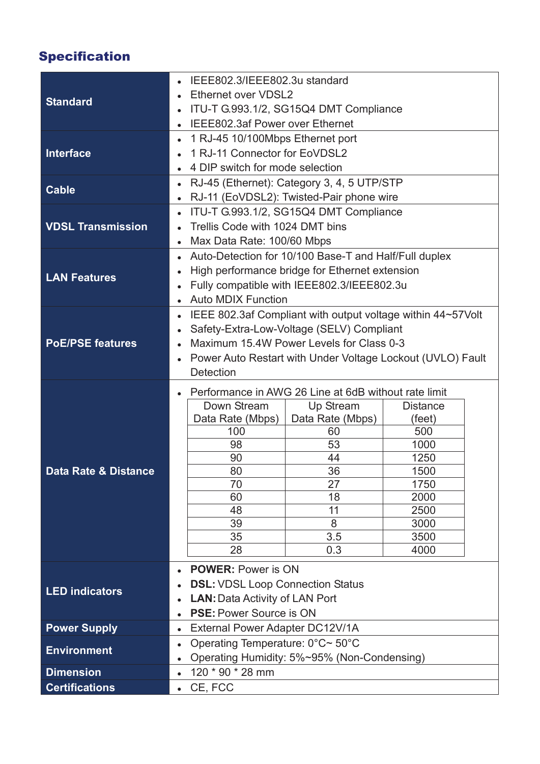## Specification

| | |
|---|---|
| **Standard** | • IEEE802.3/IEEE802.3u standard<br>• Ethernet over VDSL2<br>• ITU-T G.993.1/2, SG15Q4 DMT Compliance<br>• IEEE802.3af Power over Ethernet |
| **Interface** | • 1 RJ-45 10/100Mbps Ethernet port<br>• 1 RJ-11 Connector for EoVDSL2<br>• 4 DIP switch for mode selection |
| **Cable** | • RJ-45 (Ethernet): Category 3, 4, 5 UTP/STP<br>• RJ-11 (EoVDSL2): Twisted-Pair phone wire |
| **VDSL Transmission** | • ITU-T G.993.1/2, SG15Q4 DMT Compliance<br>• Trellis Code with 1024 DMT bins<br>• Max Data Rate: 100/60 Mbps |
| **LAN Features** | • Auto-Detection for 10/100 Base-T and Half/Full duplex<br>• High performance bridge for Ethernet extension<br>• Fully compatible with IEEE802.3/IEEE802.3u<br>• Auto MDIX Function |
| **PoE/PSE features** | • IEEE 802.3af Compliant with output voltage within 44~57Volt<br>• Safety-Extra-Low-Voltage (SELV) Compliant<br>• Maximum 15.4W Power Levels for Class 0-3<br>• Power Auto Restart with Under Voltage Lockout (UVLO) Fault Detection |
| **Data Rate & Distance** | • Performance in AWG 26 Line at 6dB without rate limit |

| Down Stream Data Rate (Mbps) | Up Stream Data Rate (Mbps) | Distance (feet) |
|---|---|---|
| 100 | 60 | 500 |
| 98 | 53 | 1000 |
| 90 | 44 | 1250 |
| 80 | 36 | 1500 |
| 70 | 27 | 1750 |
| 60 | 18 | 2000 |
| 48 | 11 | 2500 |
| 39 | 8 | 3000 |
| 35 | 3.5 | 3500 |
| 28 | 0.3 | 4000 |

| | |
|---|---|
| **LED indicators** | • **POWER:** Power is ON<br>• **DSL:** VDSL Loop Connection Status<br>• **LAN:** Data Activity of LAN Port<br>• **PSE:** Power Source is ON |
| **Power Supply** | • External Power Adapter DC12V/1A |
| **Environment** | • Operating Temperature: 0°C~ 50°C<br>• Operating Humidity: 5%~95% (Non-Condensing) |
| **Dimension** | • 120 * 90 * 28 mm |
| **Certifications** | • CE, FCC |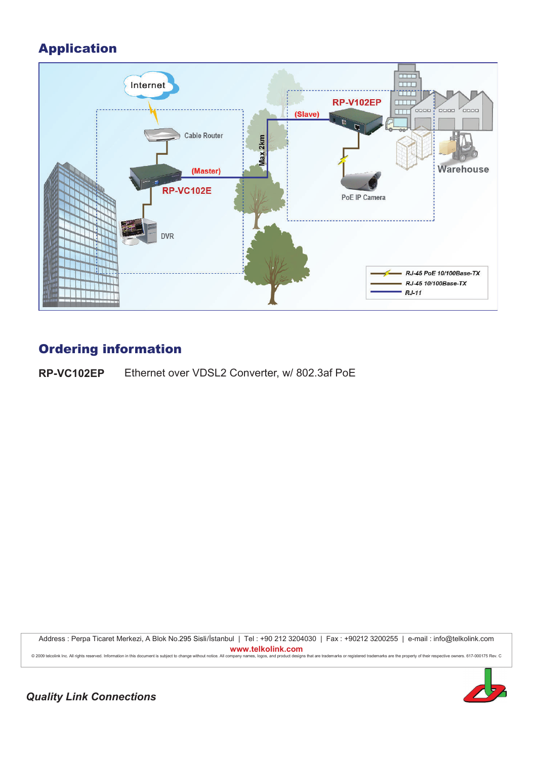## Application

Internet

Cable Router

(Master)

RP-VC102E

DVR

Max 2km

(Slave)

RP-V102EP

PoE IP Camera

Warehouse

RJ-45 PoE 10/100Base-TX

RJ-45 10/100Base-TX

RJ-11

## Ordering information

**RP-VC102EP** Ethernet over VDSL2 Converter, w/ 802.3af PoE

Address : Perpa Ticaret Merkezi, A Blok No.295 Sisli/İstanbul | Tel : +90 212 3204030 | Fax : +90212 3200255 | e-mail : info@telkolink.com

**www.telkolink.com**

© 2009 telcolink Inc. All rights reserved. Information in this document is subject to change without notice. All company names, logos, and product designs that are trademarks or registered trademarks are the property of their respective owners. 617-000175 Rev. C

***Quality Link Connections***